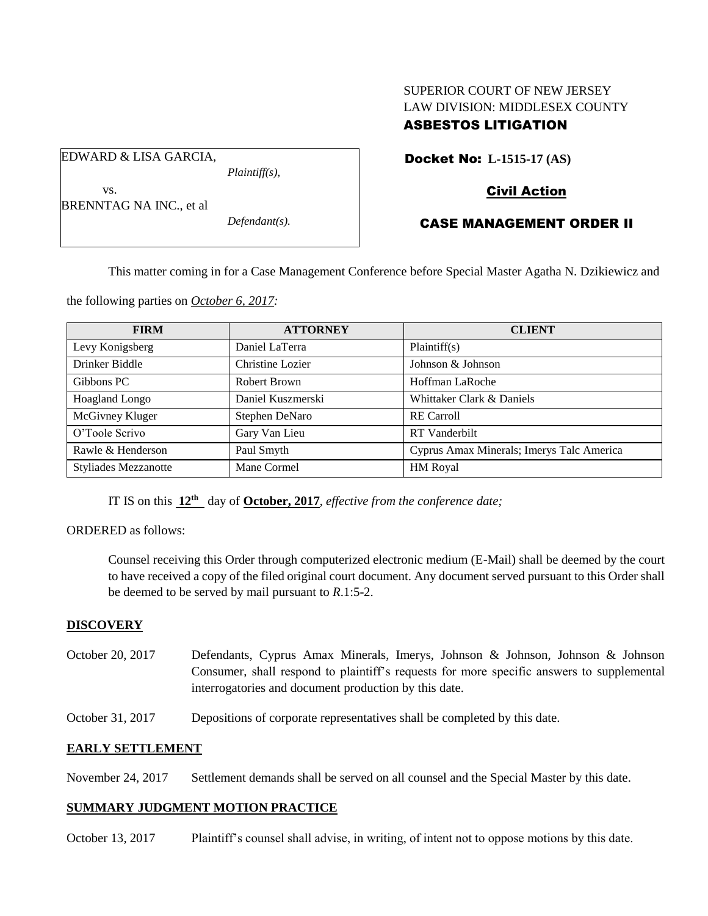SUPERIOR COURT OF NEW JERSEY
LAW DIVISION: MIDDLESEX COUNTY
**ASBESTOS LITIGATION**

EDWARD & LISA GARCIA,
*Plaintiff(s),*
vs.
BRENNTAG NA INC., et al
*Defendant(s).*

**Docket No: L-1515-17 (AS)**

**Civil Action**

**CASE MANAGEMENT ORDER II**

This matter coming in for a Case Management Conference before Special Master Agatha N. Dzikiewicz and the following parties on *October 6, 2017:*

| FIRM | ATTORNEY | CLIENT |
|---|---|---|
| Levy Konigsberg | Daniel LaTerra | Plaintiff(s) |
| Drinker Biddle | Christine Lozier | Johnson & Johnson |
| Gibbons PC | Robert Brown | Hoffman LaRoche |
| Hoagland Longo | Daniel Kuszmerski | Whittaker Clark & Daniels |
| McGivney Kluger | Stephen DeNaro | RE Carroll |
| O'Toole Scrivo | Gary Van Lieu | RT Vanderbilt |
| Rawle & Henderson | Paul Smyth | Cyprus Amax Minerals; Imerys Talc America |
| Styliades Mezzanotte | Mane Cormel | HM Royal |

IT IS on this **12th** day of **October, 2017**, *effective from the conference date;*

ORDERED as follows:

Counsel receiving this Order through computerized electronic medium (E-Mail) shall be deemed by the court to have received a copy of the filed original court document. Any document served pursuant to this Order shall be deemed to be served by mail pursuant to *R*.1:5-2.

**DISCOVERY**

October 20, 2017 Defendants, Cyprus Amax Minerals, Imerys, Johnson & Johnson, Johnson & Johnson Consumer, shall respond to plaintiff's requests for more specific answers to supplemental interrogatories and document production by this date.

October 31, 2017 Depositions of corporate representatives shall be completed by this date.

**EARLY SETTLEMENT**

November 24, 2017 Settlement demands shall be served on all counsel and the Special Master by this date.

**SUMMARY JUDGMENT MOTION PRACTICE**

October 13, 2017 Plaintiff's counsel shall advise, in writing, of intent not to oppose motions by this date.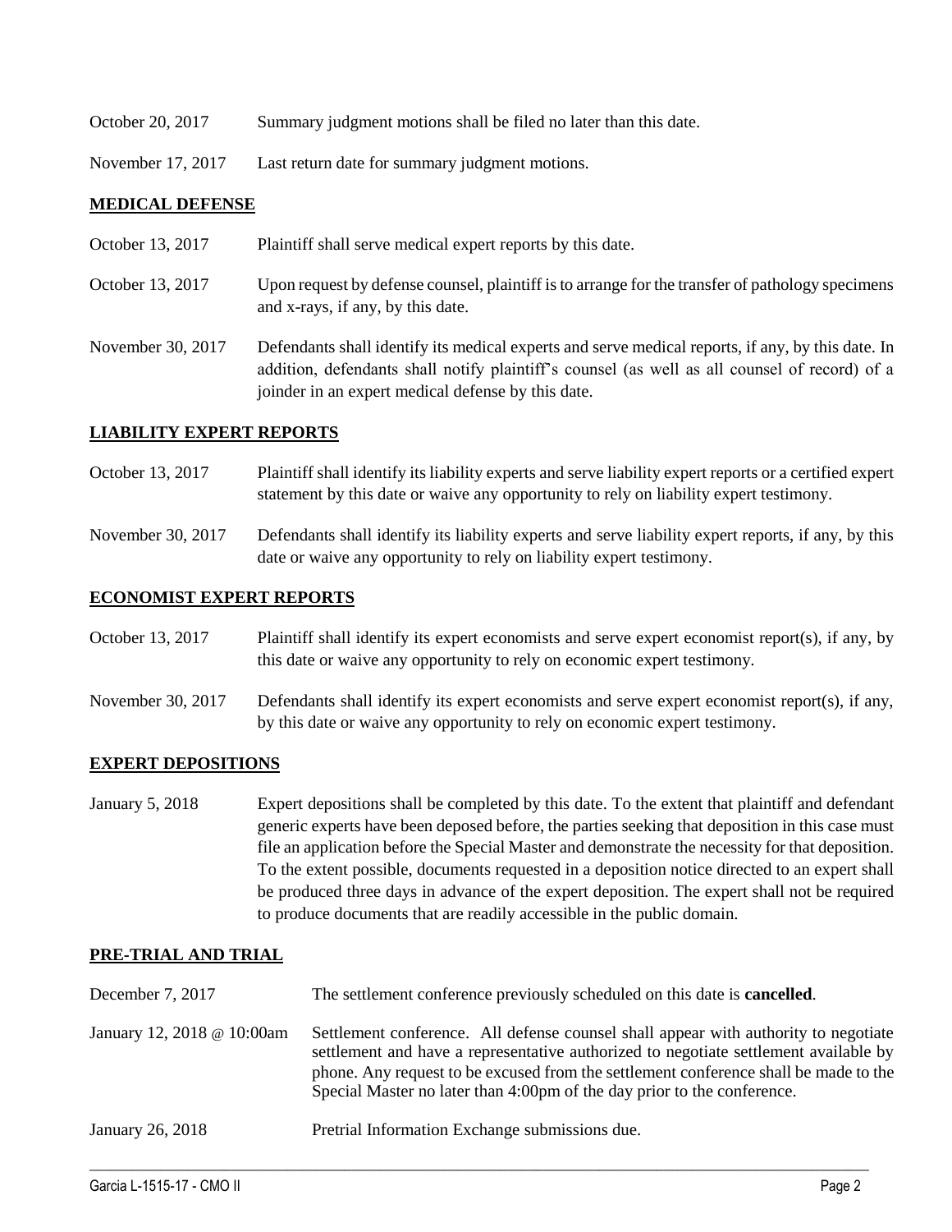| | |
|---|---|
| October 20, 2017 | Summary judgment motions shall be filed no later than this date. |
| November 17, 2017 | Last return date for summary judgment motions. |

## MEDICAL DEFENSE

| | |
|---|---|
| October 13, 2017 | Plaintiff shall serve medical expert reports by this date. |
| October 13, 2017 | Upon request by defense counsel, plaintiff is to arrange for the transfer of pathology specimens and x-rays, if any, by this date. |
| November 30, 2017 | Defendants shall identify its medical experts and serve medical reports, if any, by this date. In addition, defendants shall notify plaintiff's counsel (as well as all counsel of record) of a joinder in an expert medical defense by this date. |

## LIABILITY EXPERT REPORTS

| | |
|---|---|
| October 13, 2017 | Plaintiff shall identify its liability experts and serve liability expert reports or a certified expert statement by this date or waive any opportunity to rely on liability expert testimony. |
| November 30, 2017 | Defendants shall identify its liability experts and serve liability expert reports, if any, by this date or waive any opportunity to rely on liability expert testimony. |

## ECONOMIST EXPERT REPORTS

| | |
|---|---|
| October 13, 2017 | Plaintiff shall identify its expert economists and serve expert economist report(s), if any, by this date or waive any opportunity to rely on economic expert testimony. |
| November 30, 2017 | Defendants shall identify its expert economists and serve expert economist report(s), if any, by this date or waive any opportunity to rely on economic expert testimony. |

## EXPERT DEPOSITIONS

| | |
|---|---|
| January 5, 2018 | Expert depositions shall be completed by this date. To the extent that plaintiff and defendant generic experts have been deposed before, the parties seeking that deposition in this case must file an application before the Special Master and demonstrate the necessity for that deposition. To the extent possible, documents requested in a deposition notice directed to an expert shall be produced three days in advance of the expert deposition. The expert shall not be required to produce documents that are readily accessible in the public domain. |

## PRE-TRIAL AND TRIAL

| | |
|---|---|
| December 7, 2017 | The settlement conference previously scheduled on this date is **cancelled**. |
| January 12, 2018 @ 10:00am | Settlement conference. All defense counsel shall appear with authority to negotiate settlement and have a representative authorized to negotiate settlement available by phone. Any request to be excused from the settlement conference shall be made to the Special Master no later than 4:00pm of the day prior to the conference. |
| January 26, 2018 | Pretrial Information Exchange submissions due. |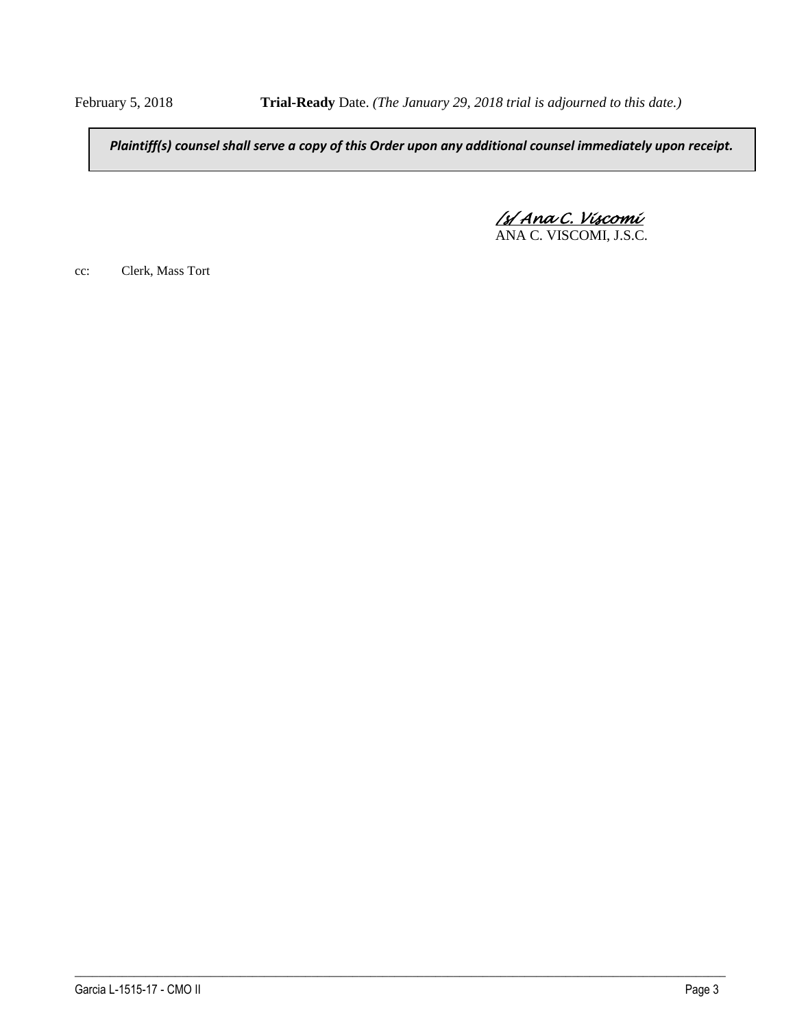February 5, 2018 **Trial-Ready** Date. *(The January 29, 2018 trial is adjourned to this date.)*

***Plaintiff(s) counsel shall serve a copy of this Order upon any additional counsel immediately upon receipt.***

*/s/ Ana C. Viscomi*
ANA C. VISCOMI, J.S.C.

cc: Clerk, Mass Tort